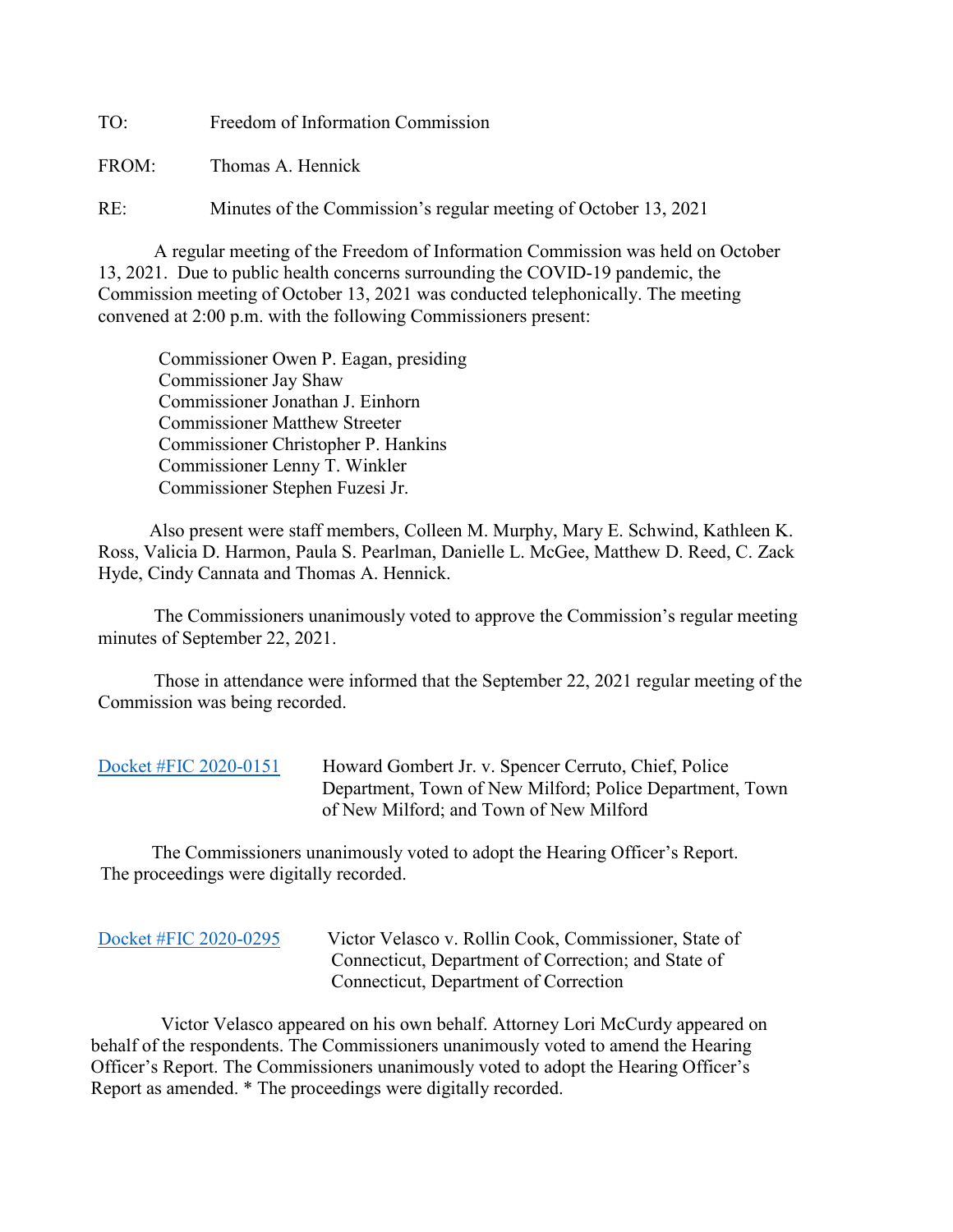TO: Freedom of Information Commission

FROM: Thomas A. Hennick

RE: Minutes of the Commission's regular meeting of October 13, 2021

A regular meeting of the Freedom of Information Commission was held on October 13, 2021. Due to public health concerns surrounding the COVID-19 pandemic, the Commission meeting of October 13, 2021 was conducted telephonically. The meeting convened at 2:00 p.m. with the following Commissioners present:

Commissioner Owen P. Eagan, presiding
Commissioner Jay Shaw
Commissioner Jonathan J. Einhorn
Commissioner Matthew Streeter
Commissioner Christopher P. Hankins
Commissioner Lenny T. Winkler
Commissioner Stephen Fuzesi Jr.

Also present were staff members, Colleen M. Murphy, Mary E. Schwind, Kathleen K. Ross, Valicia D. Harmon, Paula S. Pearlman, Danielle L. McGee, Matthew D. Reed, C. Zack Hyde, Cindy Cannata and Thomas A. Hennick.

The Commissioners unanimously voted to approve the Commission's regular meeting minutes of September 22, 2021.

Those in attendance were informed that the September 22, 2021 regular meeting of the Commission was being recorded.

Docket #FIC 2020-0151 Howard Gombert Jr. v. Spencer Cerruto, Chief, Police Department, Town of New Milford; Police Department, Town of New Milford; and Town of New Milford

The Commissioners unanimously voted to adopt the Hearing Officer's Report. The proceedings were digitally recorded.

Docket #FIC 2020-0295 Victor Velasco v. Rollin Cook, Commissioner, State of Connecticut, Department of Correction; and State of Connecticut, Department of Correction

Victor Velasco appeared on his own behalf. Attorney Lori McCurdy appeared on behalf of the respondents. The Commissioners unanimously voted to amend the Hearing Officer's Report. The Commissioners unanimously voted to adopt the Hearing Officer's Report as amended. * The proceedings were digitally recorded.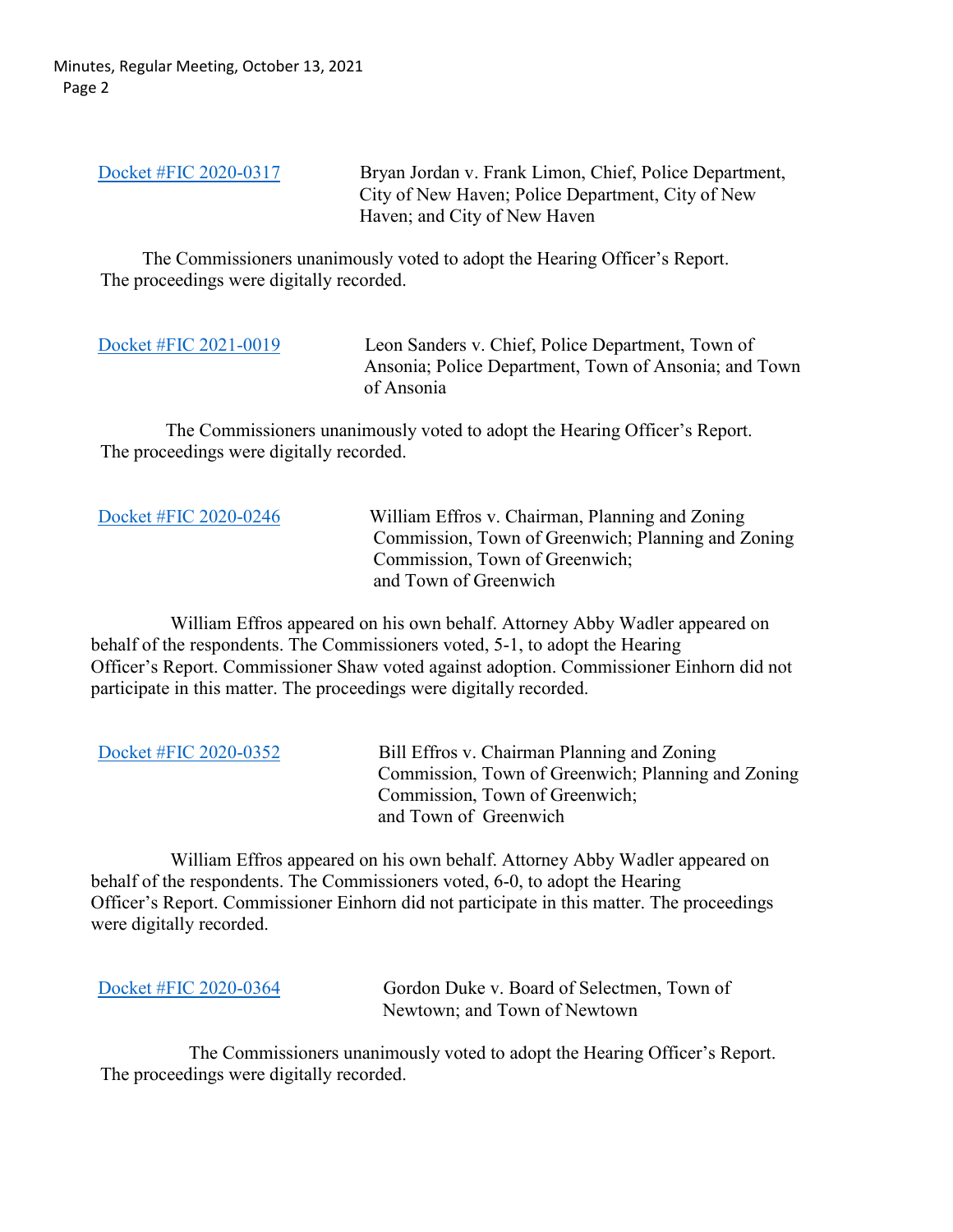Docket #FIC 2020-0317 — Bryan Jordan v. Frank Limon, Chief, Police Department, City of New Haven; Police Department, City of New Haven; and City of New Haven

The Commissioners unanimously voted to adopt the Hearing Officer's Report. The proceedings were digitally recorded.

Docket #FIC 2021-0019 — Leon Sanders v. Chief, Police Department, Town of Ansonia; Police Department, Town of Ansonia; and Town of Ansonia

The Commissioners unanimously voted to adopt the Hearing Officer's Report. The proceedings were digitally recorded.

Docket #FIC 2020-0246 — William Effros v. Chairman, Planning and Zoning Commission, Town of Greenwich; Planning and Zoning Commission, Town of Greenwich; and Town of Greenwich

William Effros appeared on his own behalf. Attorney Abby Wadler appeared on behalf of the respondents. The Commissioners voted, 5-1, to adopt the Hearing Officer's Report. Commissioner Shaw voted against adoption. Commissioner Einhorn did not participate in this matter. The proceedings were digitally recorded.

Docket #FIC 2020-0352 — Bill Effros v. Chairman Planning and Zoning Commission, Town of Greenwich; Planning and Zoning Commission, Town of Greenwich; and Town of Greenwich

William Effros appeared on his own behalf. Attorney Abby Wadler appeared on behalf of the respondents. The Commissioners voted, 6-0, to adopt the Hearing Officer's Report. Commissioner Einhorn did not participate in this matter. The proceedings were digitally recorded.

Docket #FIC 2020-0364 — Gordon Duke v. Board of Selectmen, Town of Newtown; and Town of Newtown

The Commissioners unanimously voted to adopt the Hearing Officer's Report. The proceedings were digitally recorded.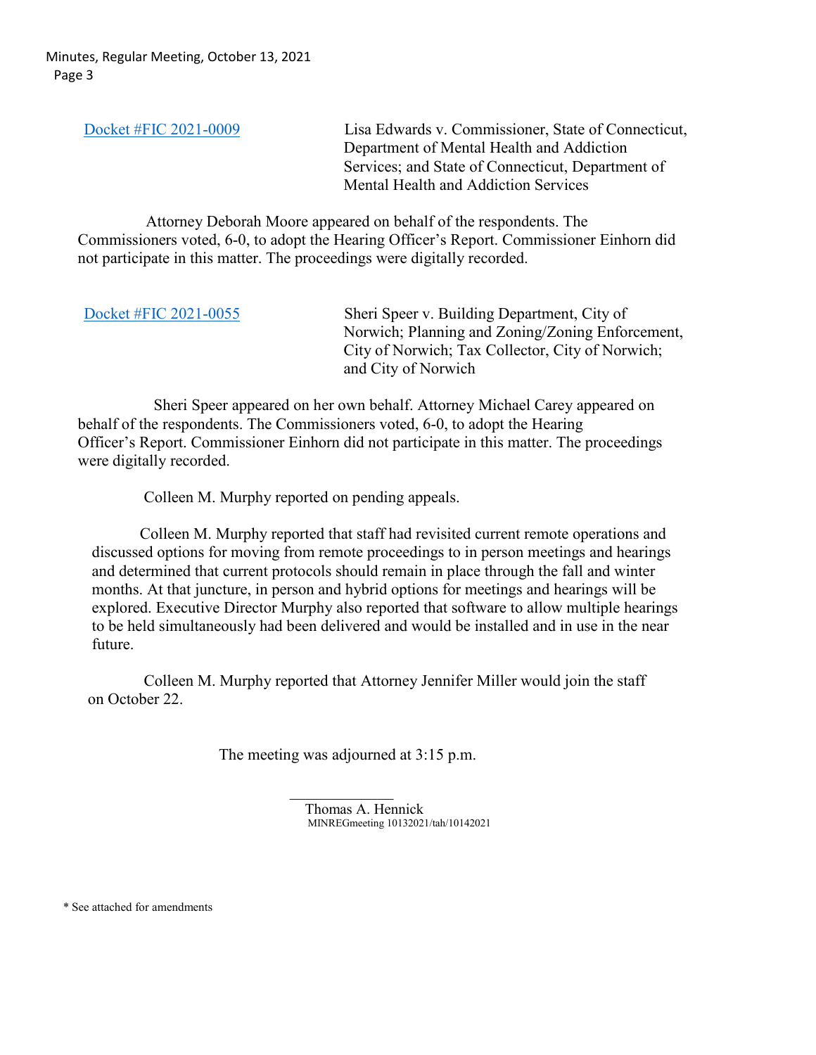| | |
|---|---|
| [Docket #FIC 2021-0009]() | Lisa Edwards v. Commissioner, State of Connecticut, Department of Mental Health and Addiction Services; and State of Connecticut, Department of Mental Health and Addiction Services |

Attorney Deborah Moore appeared on behalf of the respondents. The Commissioners voted, 6-0, to adopt the Hearing Officer's Report. Commissioner Einhorn did not participate in this matter. The proceedings were digitally recorded.

| | |
|---|---|
| [Docket #FIC 2021-0055]() | Sheri Speer v. Building Department, City of Norwich; Planning and Zoning/Zoning Enforcement, City of Norwich; Tax Collector, City of Norwich; and City of Norwich |

Sheri Speer appeared on her own behalf. Attorney Michael Carey appeared on behalf of the respondents. The Commissioners voted, 6-0, to adopt the Hearing Officer's Report. Commissioner Einhorn did not participate in this matter. The proceedings were digitally recorded.

Colleen M. Murphy reported on pending appeals.

Colleen M. Murphy reported that staff had revisited current remote operations and discussed options for moving from remote proceedings to in person meetings and hearings and determined that current protocols should remain in place through the fall and winter months. At that juncture, in person and hybrid options for meetings and hearings will be explored. Executive Director Murphy also reported that software to allow multiple hearings to be held simultaneously had been delivered and would be installed and in use in the near future.

Colleen M. Murphy reported that Attorney Jennifer Miller would join the staff on October 22.

The meeting was adjourned at 3:15 p.m.

______________
Thomas A. Hennick
MINREGmeeting 10132021/tah/10142021

* See attached for amendments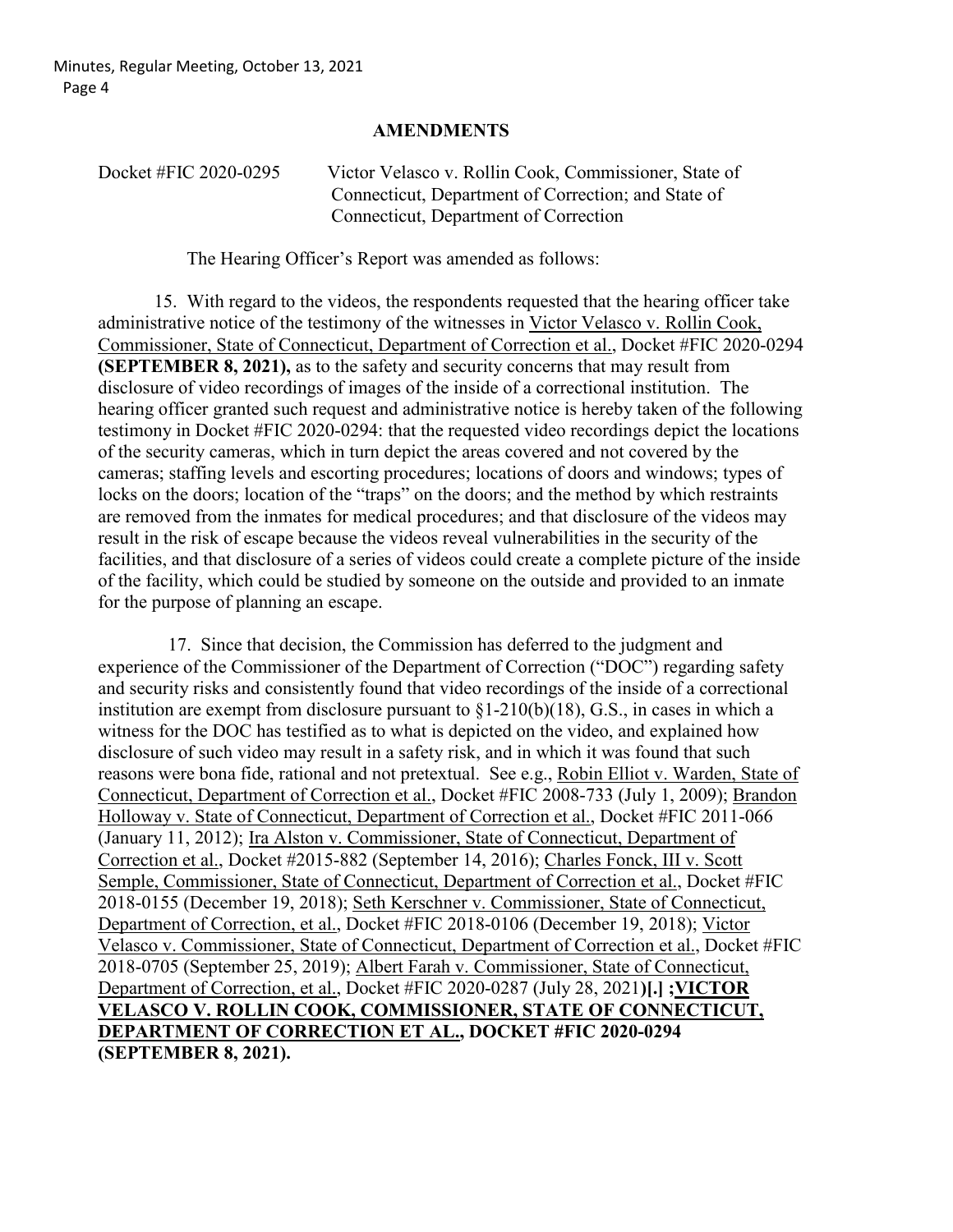## AMENDMENTS

Docket #FIC 2020-0295 Victor Velasco v. Rollin Cook, Commissioner, State of Connecticut, Department of Correction; and State of Connecticut, Department of Correction

The Hearing Officer's Report was amended as follows:

15. With regard to the videos, the respondents requested that the hearing officer take administrative notice of the testimony of the witnesses in <u>Victor Velasco v. Rollin Cook, Commissioner, State of Connecticut, Department of Correction et al.</u>, Docket #FIC 2020-0294 **(SEPTEMBER 8, 2021),** as to the safety and security concerns that may result from disclosure of video recordings of images of the inside of a correctional institution. The hearing officer granted such request and administrative notice is hereby taken of the following testimony in Docket #FIC 2020-0294: that the requested video recordings depict the locations of the security cameras, which in turn depict the areas covered and not covered by the cameras; staffing levels and escorting procedures; locations of doors and windows; types of locks on the doors; location of the "traps" on the doors; and the method by which restraints are removed from the inmates for medical procedures; and that disclosure of the videos may result in the risk of escape because the videos reveal vulnerabilities in the security of the facilities, and that disclosure of a series of videos could create a complete picture of the inside of the facility, which could be studied by someone on the outside and provided to an inmate for the purpose of planning an escape.

17. Since that decision, the Commission has deferred to the judgment and experience of the Commissioner of the Department of Correction ("DOC") regarding safety and security risks and consistently found that video recordings of the inside of a correctional institution are exempt from disclosure pursuant to §1-210(b)(18), G.S., in cases in which a witness for the DOC has testified as to what is depicted on the video, and explained how disclosure of such video may result in a safety risk, and in which it was found that such reasons were bona fide, rational and not pretextual. See e.g., <u>Robin Elliot v. Warden, State of Connecticut, Department of Correction et al.</u>, Docket #FIC 2008-733 (July 1, 2009); <u>Brandon Holloway v. State of Connecticut, Department of Correction et al.</u>, Docket #FIC 2011-066 (January 11, 2012); <u>Ira Alston v. Commissioner, State of Connecticut, Department of Correction et al.</u>, Docket #2015-882 (September 14, 2016); <u>Charles Fonck, III v. Scott Semple, Commissioner, State of Connecticut, Department of Correction et al.</u>, Docket #FIC 2018-0155 (December 19, 2018); <u>Seth Kerschner v. Commissioner, State of Connecticut, Department of Correction, et al.</u>, Docket #FIC 2018-0106 (December 19, 2018); <u>Victor Velasco v. Commissioner, State of Connecticut, Department of Correction et al.</u>, Docket #FIC 2018-0705 (September 25, 2019); <u>Albert Farah v. Commissioner, State of Connecticut, Department of Correction, et al.</u>, Docket #FIC 2020-0287 (July 28, 2021)**[.] ;<u>VICTOR VELASCO V. ROLLIN COOK, COMMISSIONER, STATE OF CONNECTICUT, DEPARTMENT OF CORRECTION ET AL.</u>, DOCKET #FIC 2020-0294 (SEPTEMBER 8, 2021).**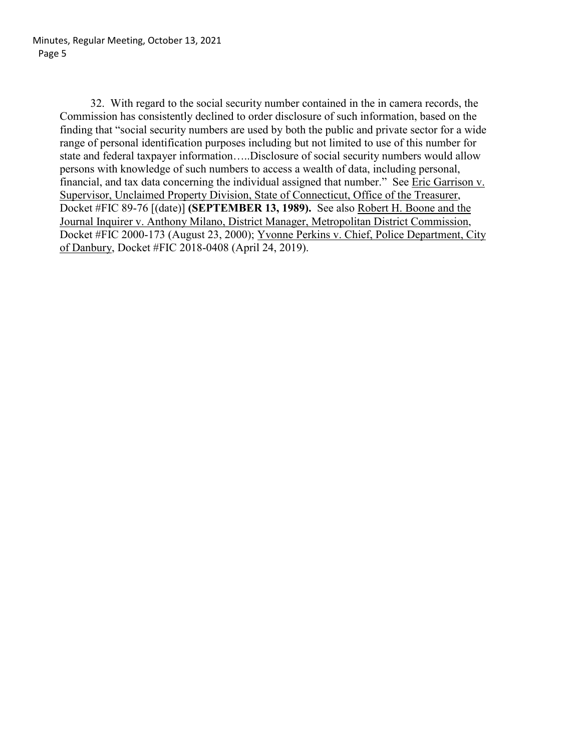32. With regard to the social security number contained in the in camera records, the Commission has consistently declined to order disclosure of such information, based on the finding that "social security numbers are used by both the public and private sector for a wide range of personal identification purposes including but not limited to use of this number for state and federal taxpayer information…..Disclosure of social security numbers would allow persons with knowledge of such numbers to access a wealth of data, including personal, financial, and tax data concerning the individual assigned that number." See Eric Garrison v. Supervisor, Unclaimed Property Division, State of Connecticut, Office of the Treasurer, Docket #FIC 89-76 [(date)] **(SEPTEMBER 13, 1989).** See also Robert H. Boone and the Journal Inquirer v. Anthony Milano, District Manager, Metropolitan District Commission, Docket #FIC 2000-173 (August 23, 2000); Yvonne Perkins v. Chief, Police Department, City of Danbury, Docket #FIC 2018-0408 (April 24, 2019).